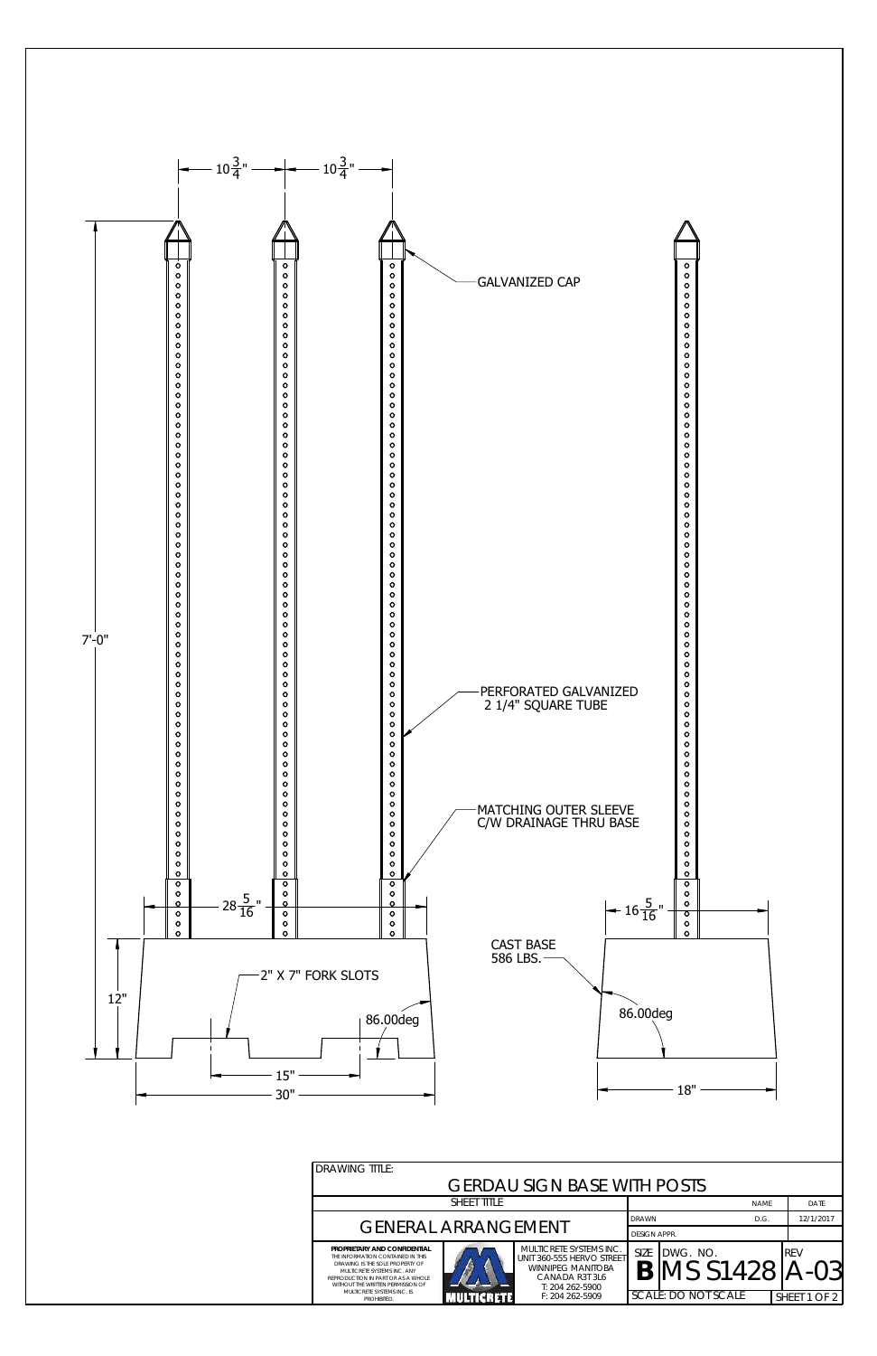GALVANIZED CAP

PERFORATED GALVANIZED 2 1/4" SQUARE TUBE

MATCHING OUTER SLEEVE C/W DRAINAGE THRU BASE

CAST BASE 586 LBS.

2" X 7" FORK SLOTS

$10\frac{3}{4}$" — $10\frac{3}{4}$"

7'-0"

12"

$28\frac{5}{16}$"

$16\frac{5}{16}$"

86.00deg

86.00deg

15"

30"

18"

| DRAWING TITLE: | | | | | |
|---|---|---|---|---|---|
| GERDAU SIGN BASE WITH POSTS | | | | | |
| SHEET TITLE | | | | NAME | DATE |
| GENERAL ARRANGEMENT | | | DRAWN | D.G. | 12/1/2017 |
| | | | DESIGN APPR. | | |
| **PROPRIETARY AND CONFIDENTIAL** THE INFORMATION CONTAINED IN THIS DRAWING IS THE SOLE PROPERTY OF MULTICRETE SYSTEMS INC. ANY REPRODUCTION IN PART OR AS A WHOLE WITHOUT THE WRITTEN PERMISSION OF MULTICRETE SYSTEMS INC. IS PROHIBITED. | MULTICRETE | MULTICRETE SYSTEMS INC. UNIT 360-555 HERVO STREET WINNIPEG MANITOBA CANADA R3T 3L6 T: 204 262-5900 F: 204 262-5909 | SIZE **B** | DWG. NO. MSS1428 | REV A-03 |
| | | | SCALE: DO NOT SCALE | | SHEET 1 OF 2 |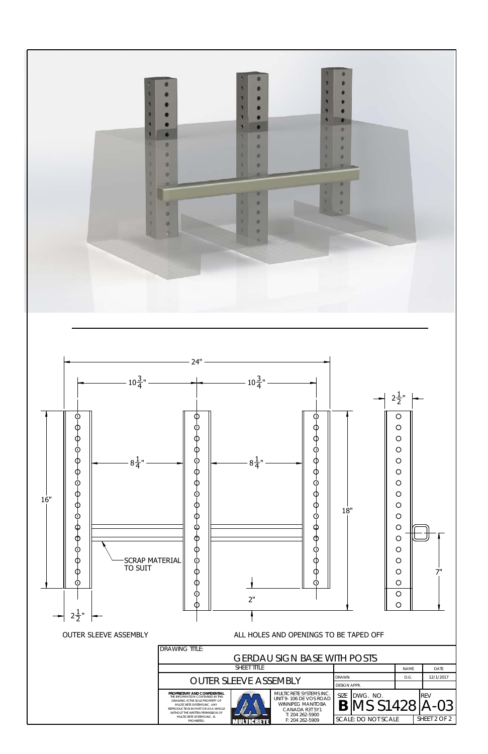24"

$10\frac{3}{4}$"

$10\frac{3}{4}$"

$2\frac{1}{2}$"

$8\frac{1}{4}$"

$8\frac{1}{4}$"

16"

18"

SCRAP MATERIAL TO SUIT

7"

2"

$2\frac{1}{2}$"

OUTER SLEEVE ASSEMBLY

ALL HOLES AND OPENINGS TO BE TAPED OFF

| | | | | |
|---|---|---|---|---|
| DRAWING TITLE: GERDAU SIGN BASE WITH POSTS | | | | |
| SHEET TITLE: OUTER SLEEVE ASSEMBLY | | | NAME | DATE |
| | | DRAWN | D.G. | 12/1/2017 |
| | | DESIGN APPR. | | |
| **PROPRIETARY AND CONFIDENTIAL** THE INFORMATION CONTAINED IN THIS DRAWING IS THE SOLE PROPERTY OF MULTICRETE SYSTEMS INC. ANY REPRODUCTION IN PART OR AS A WHOLE WITHOUT THE WRITTEN PERMISSION OF MULTICRETE SYSTEMS INC. IS PROHIBITED. | MULTICRETE SYSTEMS INC. UNIT 9 - 106 DE VOS ROAD WINNIPEG MANITOBA CANADA R3T 5Y1 T: 204 262-5900 F: 204 262-5909 | SIZE **B** | DWG. NO. MS S1428 | REV A-03 |
| | | SCALE: DO NOT SCALE | | SHEET 2 OF 2 |